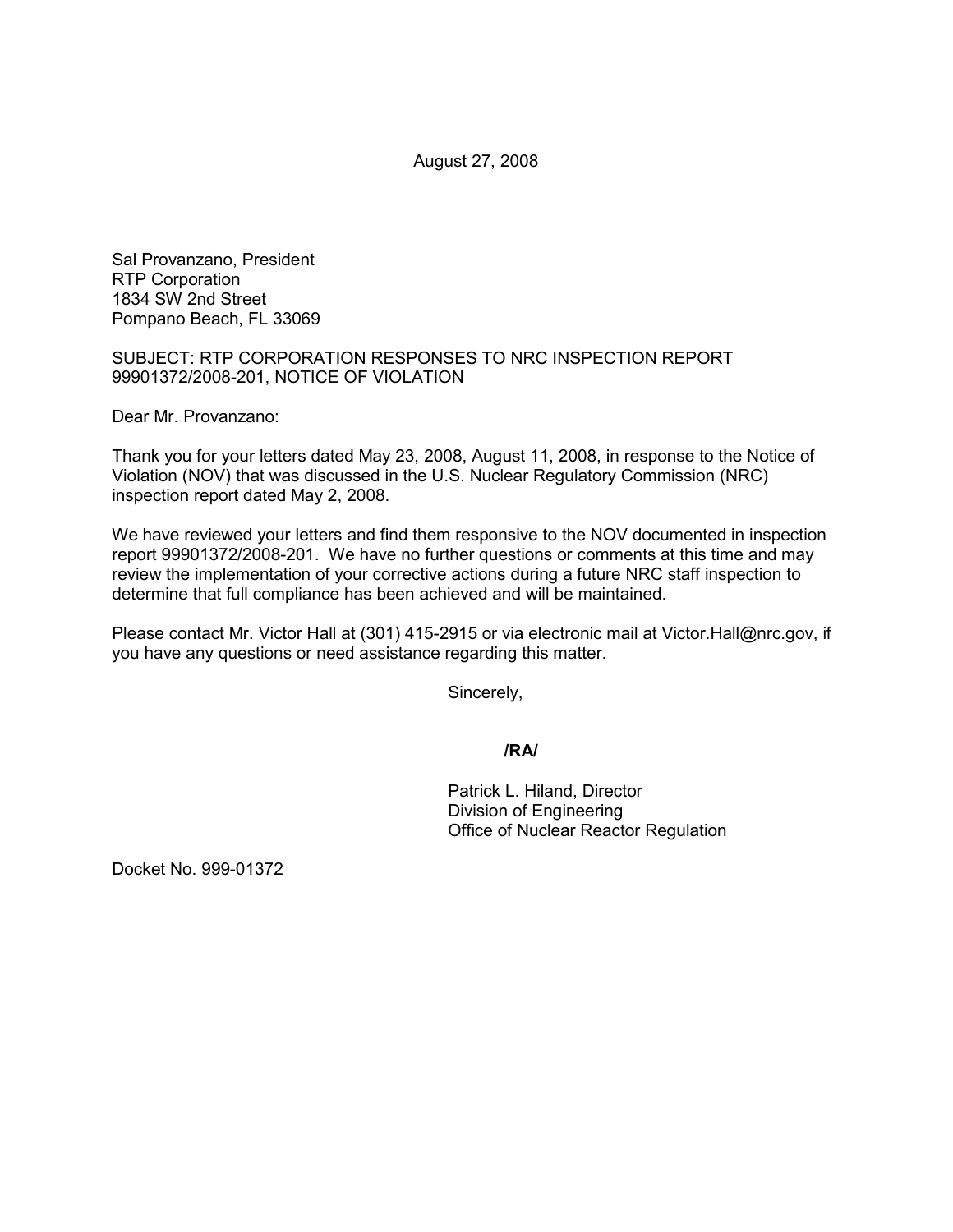August 27, 2008

Sal Provanzano, President
RTP Corporation
1834 SW 2nd Street
Pompano Beach, FL 33069

SUBJECT: RTP CORPORATION RESPONSES TO NRC INSPECTION REPORT 99901372/2008-201, NOTICE OF VIOLATION

Dear Mr. Provanzano:

Thank you for your letters dated May 23, 2008, August 11, 2008, in response to the Notice of Violation (NOV) that was discussed in the U.S. Nuclear Regulatory Commission (NRC) inspection report dated May 2, 2008.

We have reviewed your letters and find them responsive to the NOV documented in inspection report 99901372/2008-201. We have no further questions or comments at this time and may review the implementation of your corrective actions during a future NRC staff inspection to determine that full compliance has been achieved and will be maintained.

Please contact Mr. Victor Hall at (301) 415-2915 or via electronic mail at Victor.Hall@nrc.gov, if you have any questions or need assistance regarding this matter.

Sincerely,

**/RA/**

Patrick L. Hiland, Director
Division of Engineering
Office of Nuclear Reactor Regulation

Docket No. 999-01372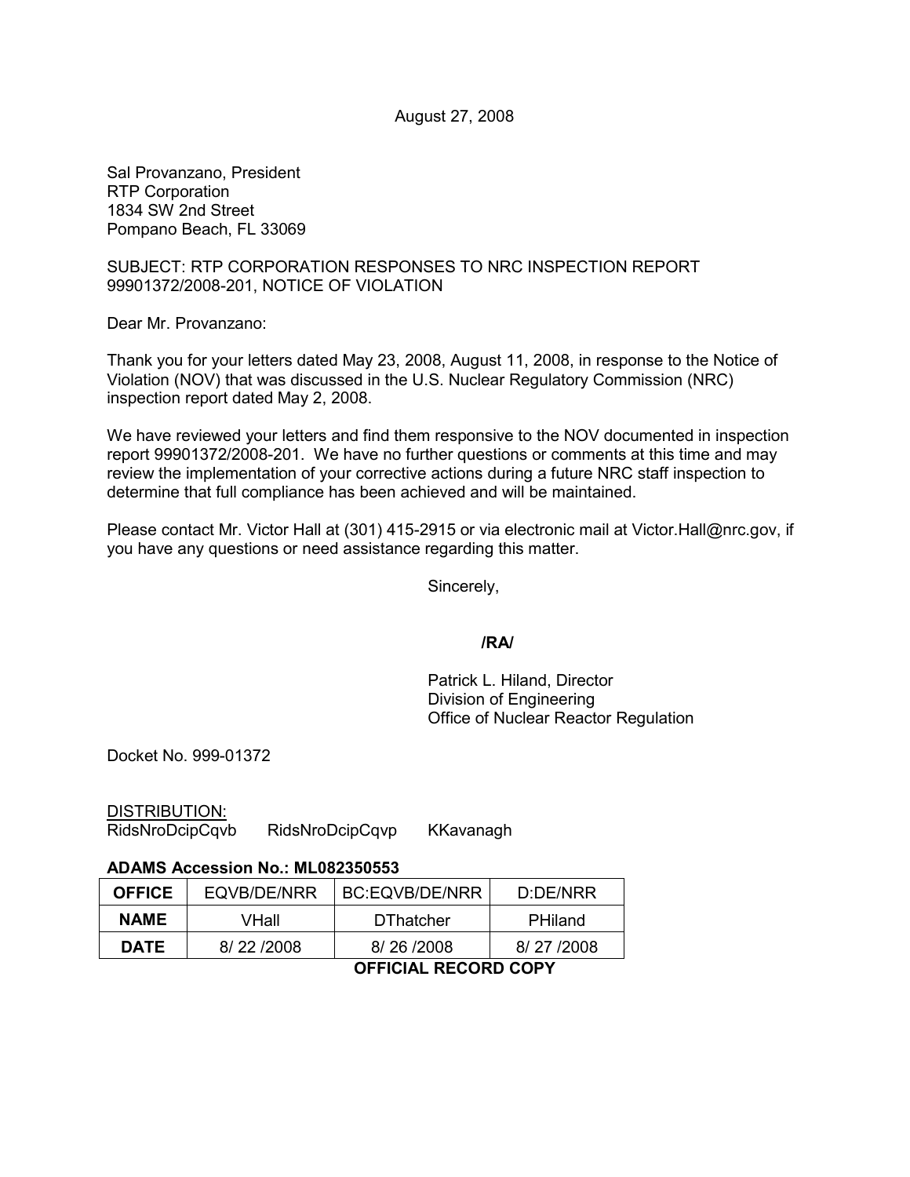August 27, 2008

Sal Provanzano, President
RTP Corporation
1834 SW 2nd Street
Pompano Beach, FL 33069

SUBJECT: RTP CORPORATION RESPONSES TO NRC INSPECTION REPORT 99901372/2008-201, NOTICE OF VIOLATION

Dear Mr. Provanzano:

Thank you for your letters dated May 23, 2008, August 11, 2008, in response to the Notice of Violation (NOV) that was discussed in the U.S. Nuclear Regulatory Commission (NRC) inspection report dated May 2, 2008.

We have reviewed your letters and find them responsive to the NOV documented in inspection report 99901372/2008-201. We have no further questions or comments at this time and may review the implementation of your corrective actions during a future NRC staff inspection to determine that full compliance has been achieved and will be maintained.

Please contact Mr. Victor Hall at (301) 415-2915 or via electronic mail at Victor.Hall@nrc.gov, if you have any questions or need assistance regarding this matter.

Sincerely,

**/RA/**

Patrick L. Hiland, Director
Division of Engineering
Office of Nuclear Reactor Regulation

Docket No. 999-01372

DISTRIBUTION:
RidsNroDcipCqvb RidsNroDcipCqvp KKavanagh

**ADAMS Accession No.: ML082350553**

| **OFFICE** | EQVB/DE/NRR | BC:EQVB/DE/NRR | D:DE/NRR |
|---|---|---|---|
| **NAME** | VHall | DThatcher | PHiland |
| **DATE** | 8/ 22 /2008 | 8/ 26 /2008 | 8/ 27 /2008 |

**OFFICIAL RECORD COPY**